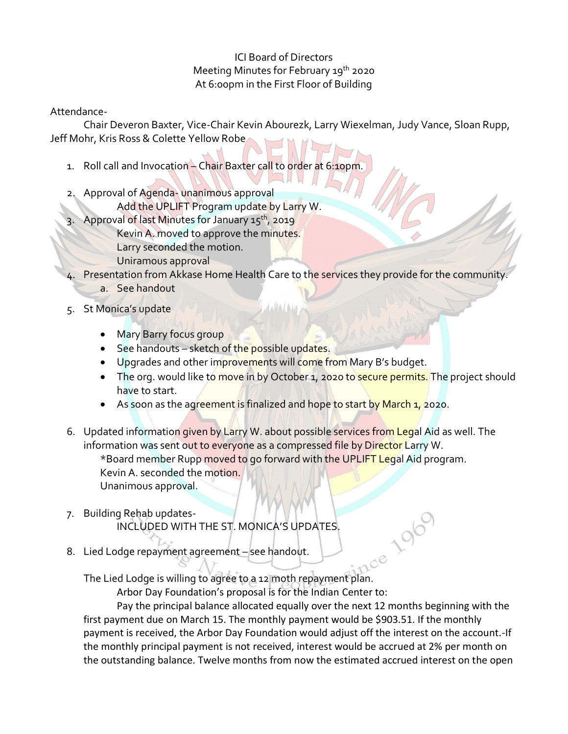ICI Board of Directors
Meeting Minutes for February 19th 2020
At 6:00pm in the First Floor of Building

Attendance-

Chair Deveron Baxter, Vice-Chair Kevin Abourezk, Larry Wiexelman, Judy Vance, Sloan Rupp, Jeff Mohr, Kris Ross & Colette Yellow Robe

1. Roll call and Invocation – Chair Baxter call to order at 6:10pm.
2. Approval of Agenda- unanimous approval
   Add the UPLIFT Program update by Larry W.
3. Approval of last Minutes for January 15th, 2019
   Kevin A. moved to approve the minutes.
   Larry seconded the motion.
   Uniramous approval
4. Presentation from Akkase Home Health Care to the services they provide for the community.
   a. See handout
5. St Monica's update
   - Mary Barry focus group
   - See handouts – sketch of the possible updates.
   - Upgrades and other improvements will come from Mary B's budget.
   - The org. would like to move in by October 1, 2020 to secure permits. The project should have to start.
   - As soon as the agreement is finalized and hope to start by March 1, 2020.
6. Updated information given by Larry W. about possible services from Legal Aid as well. The information was sent out to everyone as a compressed file by Director Larry W.
   *Board member Rupp moved to go forward with the UPLIFT Legal Aid program.
   Kevin A. seconded the motion.
   Unanimous approval.
7. Building Rehab updates-
   INCLUDED WITH THE ST. MONICA'S UPDATES.
8. Lied Lodge repayment agreement – see handout.

The Lied Lodge is willing to agree to a 12 moth repayment plan.

Arbor Day Foundation's proposal is for the Indian Center to:

Pay the principal balance allocated equally over the next 12 months beginning with the first payment due on March 15. The monthly payment would be $903.51. If the monthly payment is received, the Arbor Day Foundation would adjust off the interest on the account.-If the monthly principal payment is not received, interest would be accrued at 2% per month on the outstanding balance. Twelve months from now the estimated accrued interest on the open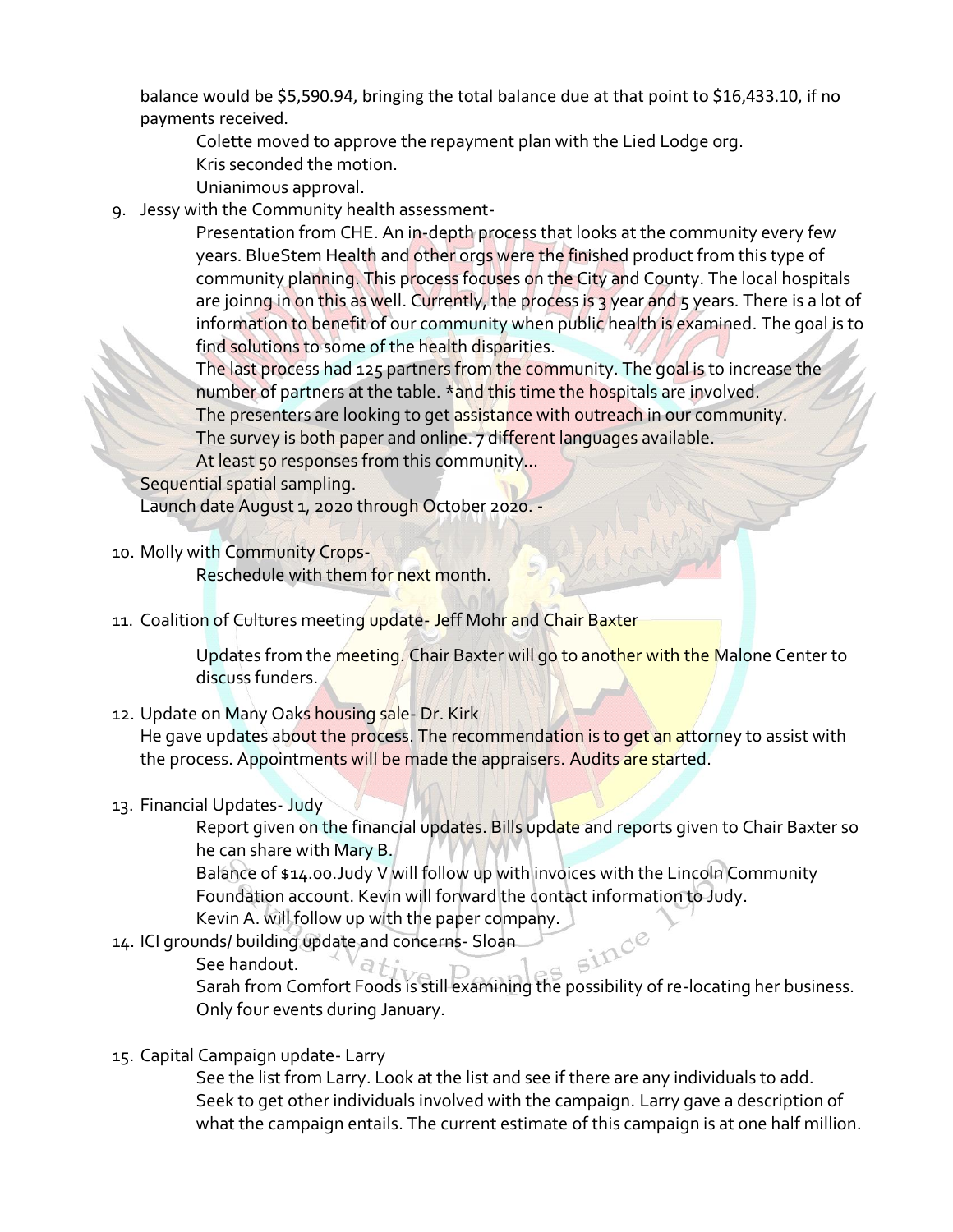balance would be $5,590.94, bringing the total balance due at that point to $16,433.10, if no payments received.

Colette moved to approve the repayment plan with the Lied Lodge org.
Kris seconded the motion.
Unianimous approval.

9. Jessy with the Community health assessment-

   Presentation from CHE. An in-depth process that looks at the community every few years. BlueStem Health and other orgs were the finished product from this type of community planning. This process focuses on the City and County. The local hospitals are joinng in on this as well. Currently, the process is 3 year and 5 years. There is a lot of information to benefit of our community when public health is examined. The goal is to find solutions to some of the health disparities.
   The last process had 125 partners from the community. The goal is to increase the number of partners at the table. *and this time the hospitals are involved.
   The presenters are looking to get assistance with outreach in our community.
   The survey is both paper and online. 7 different languages available.
   At least 50 responses from this community…

   Sequential spatial sampling.
   Launch date August 1, 2020 through October 2020. -

10. Molly with Community Crops-

    Reschedule with them for next month.

11. Coalition of Cultures meeting update- Jeff Mohr and Chair Baxter

    Updates from the meeting. Chair Baxter will go to another with the Malone Center to discuss funders.

12. Update on Many Oaks housing sale- Dr. Kirk
    He gave updates about the process. The recommendation is to get an attorney to assist with the process. Appointments will be made the appraisers. Audits are started.

13. Financial Updates- Judy

    Report given on the financial updates. Bills update and reports given to Chair Baxter so he can share with Mary B.
    Balance of $14.00.Judy V will follow up with invoices with the Lincoln Community Foundation account. Kevin will forward the contact information to Judy.
    Kevin A. will follow up with the paper company.

14. ICI grounds/ building update and concerns- Sloan

    See handout.
    Sarah from Comfort Foods is still examining the possibility of re-locating her business.
    Only four events during January.

15. Capital Campaign update- Larry

    See the list from Larry. Look at the list and see if there are any individuals to add.
    Seek to get other individuals involved with the campaign. Larry gave a description of what the campaign entails. The current estimate of this campaign is at one half million.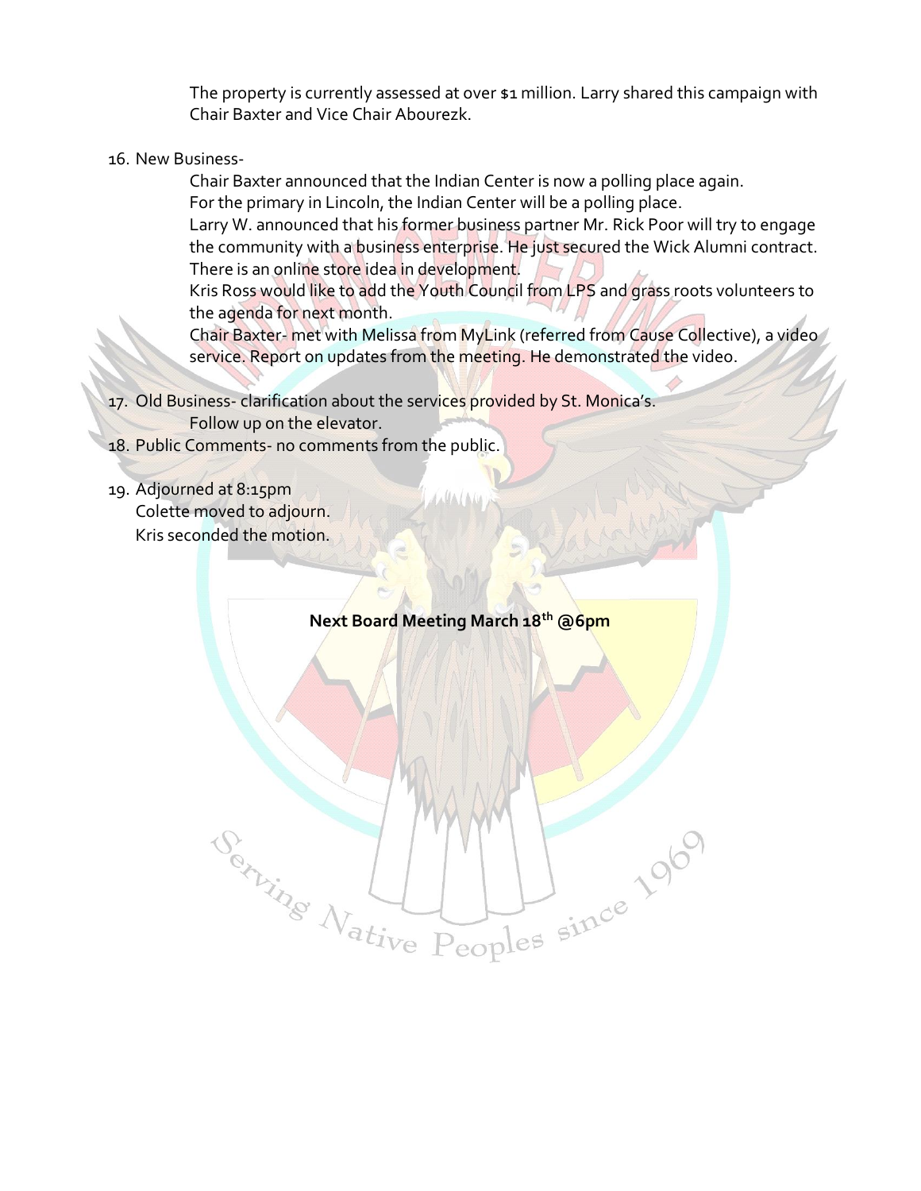The property is currently assessed at over $1 million. Larry shared this campaign with Chair Baxter and Vice Chair Abourezk.

16. New Business-

    Chair Baxter announced that the Indian Center is now a polling place again.
    For the primary in Lincoln, the Indian Center will be a polling place.
    Larry W. announced that his former business partner Mr. Rick Poor will try to engage the community with a business enterprise. He just secured the Wick Alumni contract. There is an online store idea in development.
    Kris Ross would like to add the Youth Council from LPS and grass roots volunteers to the agenda for next month.
    Chair Baxter- met with Melissa from MyLink (referred from Cause Collective), a video service. Report on updates from the meeting. He demonstrated the video.

17. Old Business- clarification about the services provided by St. Monica's.
    Follow up on the elevator.
18. Public Comments- no comments from the public.
19. Adjourned at 8:15pm
    Colette moved to adjourn.
    Kris seconded the motion.

**Next Board Meeting March 18th @6pm**